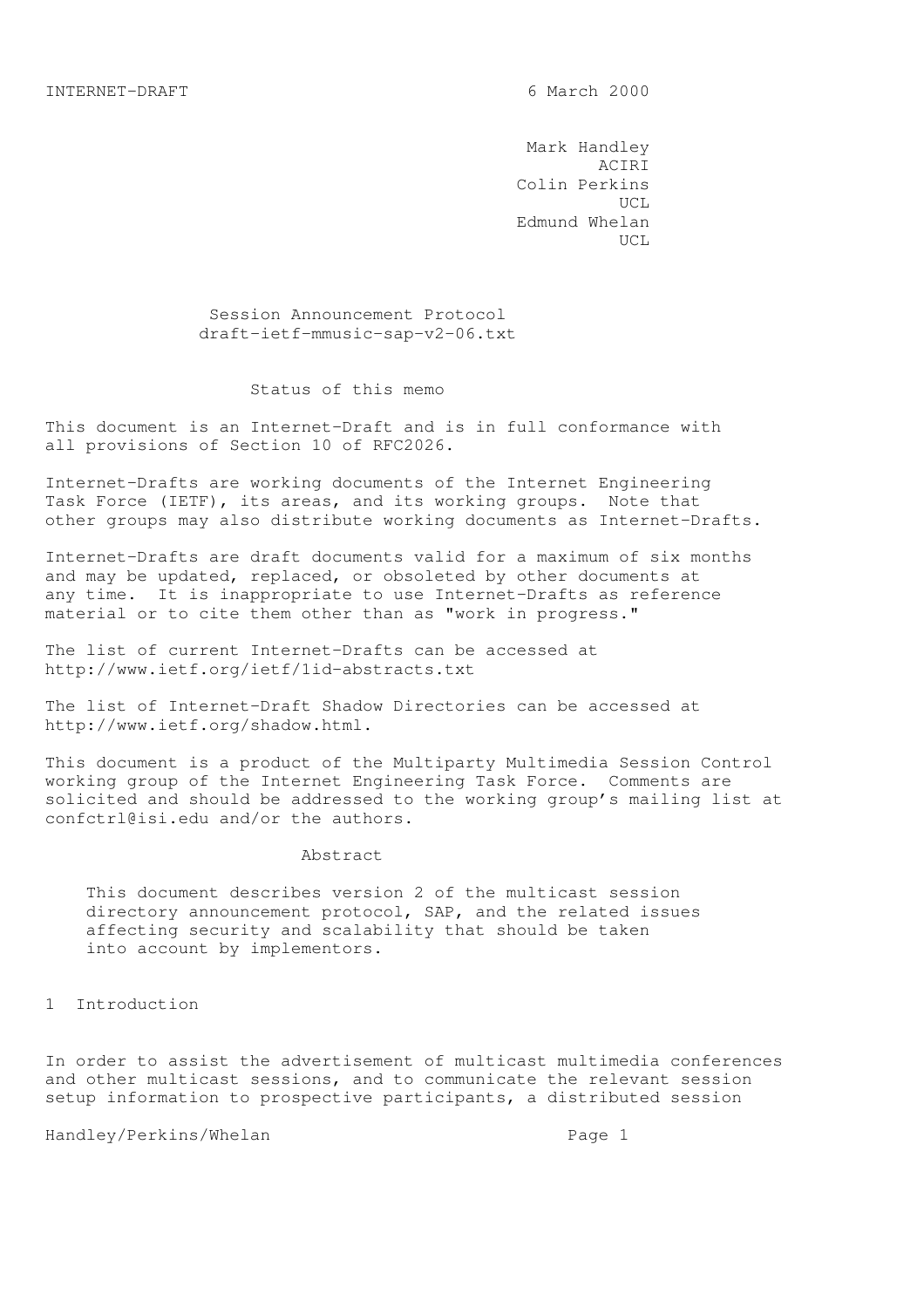INTERNET-DRAFT 6 March 2000

Mark Handley
ACIRI
Colin Perkins
UCL
Edmund Whelan
UCL

# Session Announcement Protocol
draft-ietf-mmusic-sap-v2-06.txt

## Status of this memo

This document is an Internet-Draft and is in full conformance with all provisions of Section 10 of RFC2026.

Internet-Drafts are working documents of the Internet Engineering Task Force (IETF), its areas, and its working groups. Note that other groups may also distribute working documents as Internet-Drafts.

Internet-Drafts are draft documents valid for a maximum of six months and may be updated, replaced, or obsoleted by other documents at any time. It is inappropriate to use Internet-Drafts as reference material or to cite them other than as "work in progress."

The list of current Internet-Drafts can be accessed at http://www.ietf.org/ietf/1id-abstracts.txt

The list of Internet-Draft Shadow Directories can be accessed at http://www.ietf.org/shadow.html.

This document is a product of the Multiparty Multimedia Session Control working group of the Internet Engineering Task Force. Comments are solicited and should be addressed to the working group's mailing list at confctrl@isi.edu and/or the authors.

## Abstract

This document describes version 2 of the multicast session directory announcement protocol, SAP, and the related issues affecting security and scalability that should be taken into account by implementors.

## 1 Introduction

In order to assist the advertisement of multicast multimedia conferences and other multicast sessions, and to communicate the relevant session setup information to prospective participants, a distributed session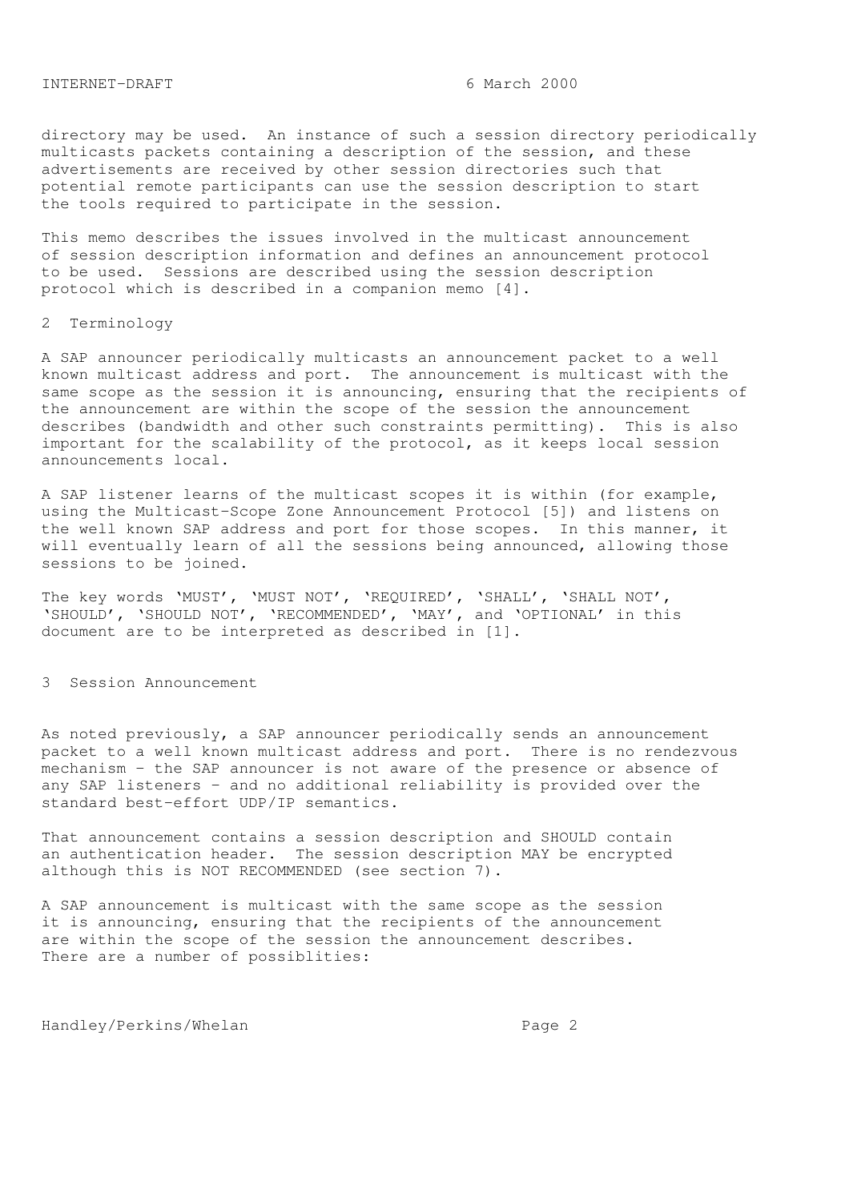directory may be used. An instance of such a session directory periodically multicasts packets containing a description of the session, and these advertisements are received by other session directories such that potential remote participants can use the session description to start the tools required to participate in the session.

This memo describes the issues involved in the multicast announcement of session description information and defines an announcement protocol to be used. Sessions are described using the session description protocol which is described in a companion memo [4].

## 2 Terminology

A SAP announcer periodically multicasts an announcement packet to a well known multicast address and port. The announcement is multicast with the same scope as the session it is announcing, ensuring that the recipients of the announcement are within the scope of the session the announcement describes (bandwidth and other such constraints permitting). This is also important for the scalability of the protocol, as it keeps local session announcements local.

A SAP listener learns of the multicast scopes it is within (for example, using the Multicast-Scope Zone Announcement Protocol [5]) and listens on the well known SAP address and port for those scopes. In this manner, it will eventually learn of all the sessions being announced, allowing those sessions to be joined.

The key words 'MUST', 'MUST NOT', 'REQUIRED', 'SHALL', 'SHALL NOT', 'SHOULD', 'SHOULD NOT', 'RECOMMENDED', 'MAY', and 'OPTIONAL' in this document are to be interpreted as described in [1].

## 3 Session Announcement

As noted previously, a SAP announcer periodically sends an announcement packet to a well known multicast address and port. There is no rendezvous mechanism - the SAP announcer is not aware of the presence or absence of any SAP listeners - and no additional reliability is provided over the standard best-effort UDP/IP semantics.

That announcement contains a session description and SHOULD contain an authentication header. The session description MAY be encrypted although this is NOT RECOMMENDED (see section 7).

A SAP announcement is multicast with the same scope as the session it is announcing, ensuring that the recipients of the announcement are within the scope of the session the announcement describes. There are a number of possiblities: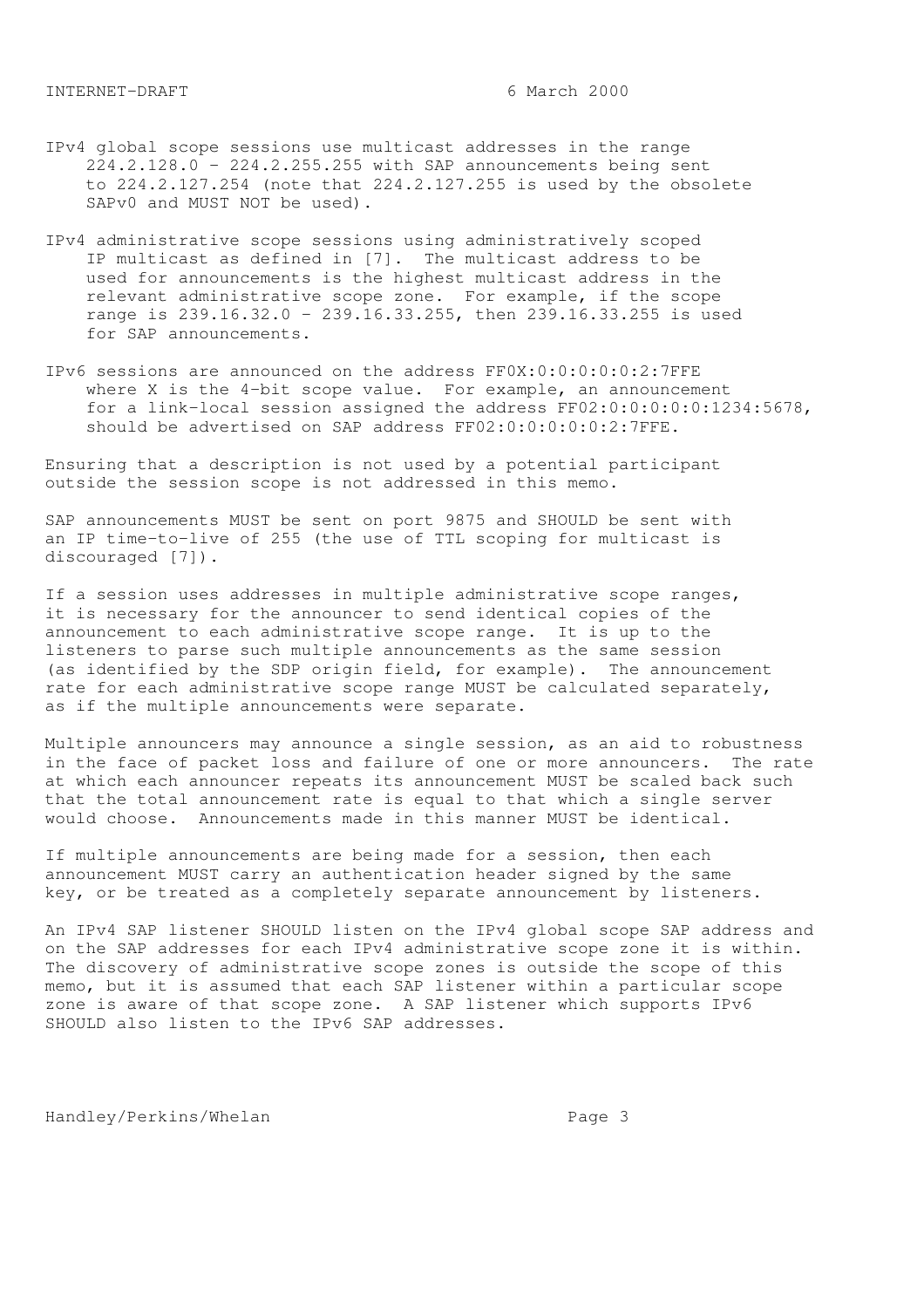IPv4 global scope sessions use multicast addresses in the range 224.2.128.0 - 224.2.255.255 with SAP announcements being sent to 224.2.127.254 (note that 224.2.127.255 is used by the obsolete SAPv0 and MUST NOT be used).

IPv4 administrative scope sessions using administratively scoped IP multicast as defined in [7]. The multicast address to be used for announcements is the highest multicast address in the relevant administrative scope zone. For example, if the scope range is 239.16.32.0 - 239.16.33.255, then 239.16.33.255 is used for SAP announcements.

IPv6 sessions are announced on the address FF0X:0:0:0:0:0:2:7FFE where X is the 4-bit scope value. For example, an announcement for a link-local session assigned the address FF02:0:0:0:0:0:1234:5678, should be advertised on SAP address FF02:0:0:0:0:0:2:7FFE.

Ensuring that a description is not used by a potential participant outside the session scope is not addressed in this memo.

SAP announcements MUST be sent on port 9875 and SHOULD be sent with an IP time-to-live of 255 (the use of TTL scoping for multicast is discouraged [7]).

If a session uses addresses in multiple administrative scope ranges, it is necessary for the announcer to send identical copies of the announcement to each administrative scope range. It is up to the listeners to parse such multiple announcements as the same session (as identified by the SDP origin field, for example). The announcement rate for each administrative scope range MUST be calculated separately, as if the multiple announcements were separate.

Multiple announcers may announce a single session, as an aid to robustness in the face of packet loss and failure of one or more announcers. The rate at which each announcer repeats its announcement MUST be scaled back such that the total announcement rate is equal to that which a single server would choose. Announcements made in this manner MUST be identical.

If multiple announcements are being made for a session, then each announcement MUST carry an authentication header signed by the same key, or be treated as a completely separate announcement by listeners.

An IPv4 SAP listener SHOULD listen on the IPv4 global scope SAP address and on the SAP addresses for each IPv4 administrative scope zone it is within. The discovery of administrative scope zones is outside the scope of this memo, but it is assumed that each SAP listener within a particular scope zone is aware of that scope zone. A SAP listener which supports IPv6 SHOULD also listen to the IPv6 SAP addresses.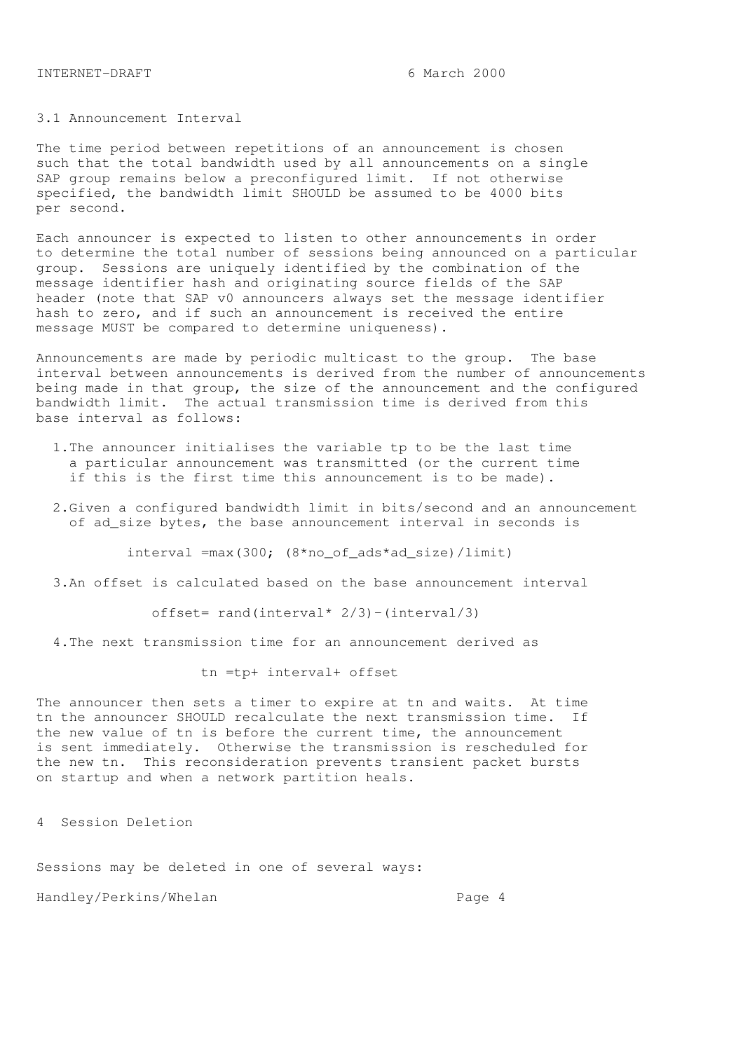## 3.1 Announcement Interval

The time period between repetitions of an announcement is chosen such that the total bandwidth used by all announcements on a single SAP group remains below a preconfigured limit. If not otherwise specified, the bandwidth limit SHOULD be assumed to be 4000 bits per second.

Each announcer is expected to listen to other announcements in order to determine the total number of sessions being announced on a particular group. Sessions are uniquely identified by the combination of the message identifier hash and originating source fields of the SAP header (note that SAP v0 announcers always set the message identifier hash to zero, and if such an announcement is received the entire message MUST be compared to determine uniqueness).

Announcements are made by periodic multicast to the group. The base interval between announcements is derived from the number of announcements being made in that group, the size of the announcement and the configured bandwidth limit. The actual transmission time is derived from this base interval as follows:

1. The announcer initialises the variable tp to be the last time a particular announcement was transmitted (or the current time if this is the first time this announcement is to be made).

2. Given a configured bandwidth limit in bits/second and an announcement of ad_size bytes, the base announcement interval in seconds is

   $$interval = \max(300; (8*no\_of\_ads*ad\_size)/limit)$$

3. An offset is calculated based on the base announcement interval

   $$offset = rand(interval * 2/3) - (interval/3)$$

4. The next transmission time for an announcement derived as

   $$tn = tp + interval + offset$$

The announcer then sets a timer to expire at tn and waits. At time tn the announcer SHOULD recalculate the next transmission time. If the new value of tn is before the current time, the announcement is sent immediately. Otherwise the transmission is rescheduled for the new tn. This reconsideration prevents transient packet bursts on startup and when a network partition heals.

# 4 Session Deletion

Sessions may be deleted in one of several ways: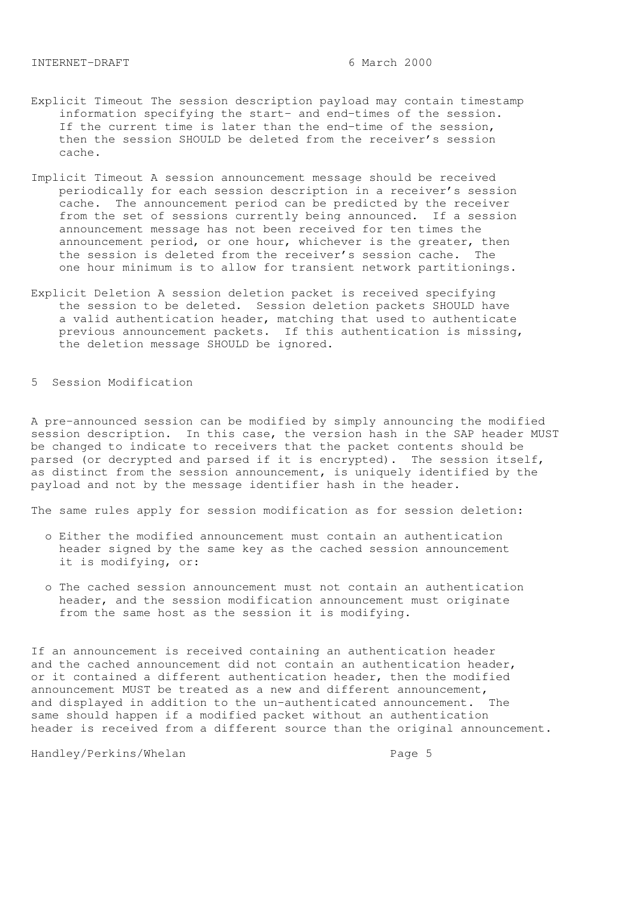Explicit Timeout The session description payload may contain timestamp information specifying the start- and end-times of the session. If the current time is later than the end-time of the session, then the session SHOULD be deleted from the receiver's session cache.

Implicit Timeout A session announcement message should be received periodically for each session description in a receiver's session cache. The announcement period can be predicted by the receiver from the set of sessions currently being announced. If a session announcement message has not been received for ten times the announcement period, or one hour, whichever is the greater, then the session is deleted from the receiver's session cache. The one hour minimum is to allow for transient network partitionings.

Explicit Deletion A session deletion packet is received specifying the session to be deleted. Session deletion packets SHOULD have a valid authentication header, matching that used to authenticate previous announcement packets. If this authentication is missing, the deletion message SHOULD be ignored.

## 5 Session Modification

A pre-announced session can be modified by simply announcing the modified session description. In this case, the version hash in the SAP header MUST be changed to indicate to receivers that the packet contents should be parsed (or decrypted and parsed if it is encrypted). The session itself, as distinct from the session announcement, is uniquely identified by the payload and not by the message identifier hash in the header.

The same rules apply for session modification as for session deletion:

- Either the modified announcement must contain an authentication header signed by the same key as the cached session announcement it is modifying, or:
- The cached session announcement must not contain an authentication header, and the session modification announcement must originate from the same host as the session it is modifying.

If an announcement is received containing an authentication header and the cached announcement did not contain an authentication header, or it contained a different authentication header, then the modified announcement MUST be treated as a new and different announcement, and displayed in addition to the un-authenticated announcement. The same should happen if a modified packet without an authentication header is received from a different source than the original announcement.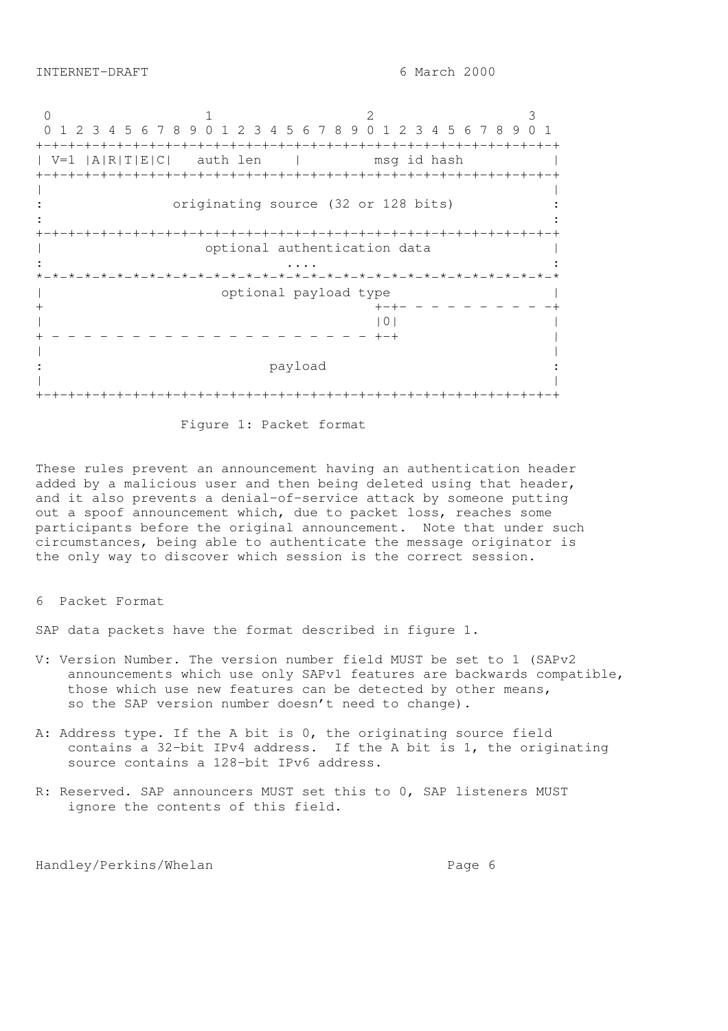```
 0                   1                   2                   3
 0 1 2 3 4 5 6 7 8 9 0 1 2 3 4 5 6 7 8 9 0 1 2 3 4 5 6 7 8 9 0 1
+-+-+-+-+-+-+-+-+-+-+-+-+-+-+-+-+-+-+-+-+-+-+-+-+-+-+-+-+-+-+-+-+
| V=1 |A|R|T|E|C|   auth len    |         msg id hash           |
+-+-+-+-+-+-+-+-+-+-+-+-+-+-+-+-+-+-+-+-+-+-+-+-+-+-+-+-+-+-+-+-+
|                                                               |
:              originating source (32 or 128 bits)              :
:                                                               :
+-+-+-+-+-+-+-+-+-+-+-+-+-+-+-+-+-+-+-+-+-+-+-+-+-+-+-+-+-+-+-+-+
|                    optional authentication data               |
:                              ....                             :
*-*-*-*-*-*-*-*-*-*-*-*-*-*-*-*-*-*-*-*-*-*-*-*-*-*-*-*-*-*-*-*-*
|                      optional payload type                    |
+                                         +-+- - - - - - - - - -+
|                                         |0|                   |
+ - - - - - - - - - - - - - - - - - - - - +-+                   |
|                                                               |
:                            payload                            :
|                                                               |
+-+-+-+-+-+-+-+-+-+-+-+-+-+-+-+-+-+-+-+-+-+-+-+-+-+-+-+-+-+-+-+-+
```

Figure 1: Packet format

These rules prevent an announcement having an authentication header added by a malicious user and then being deleted using that header, and it also prevents a denial-of-service attack by someone putting out a spoof announcement which, due to packet loss, reaches some participants before the original announcement. Note that under such circumstances, being able to authenticate the message originator is the only way to discover which session is the correct session.

## 6 Packet Format

SAP data packets have the format described in figure 1.

V: Version Number. The version number field MUST be set to 1 (SAPv2 announcements which use only SAPv1 features are backwards compatible, those which use new features can be detected by other means, so the SAP version number doesn't need to change).

A: Address type. If the A bit is 0, the originating source field contains a 32-bit IPv4 address. If the A bit is 1, the originating source contains a 128-bit IPv6 address.

R: Reserved. SAP announcers MUST set this to 0, SAP listeners MUST ignore the contents of this field.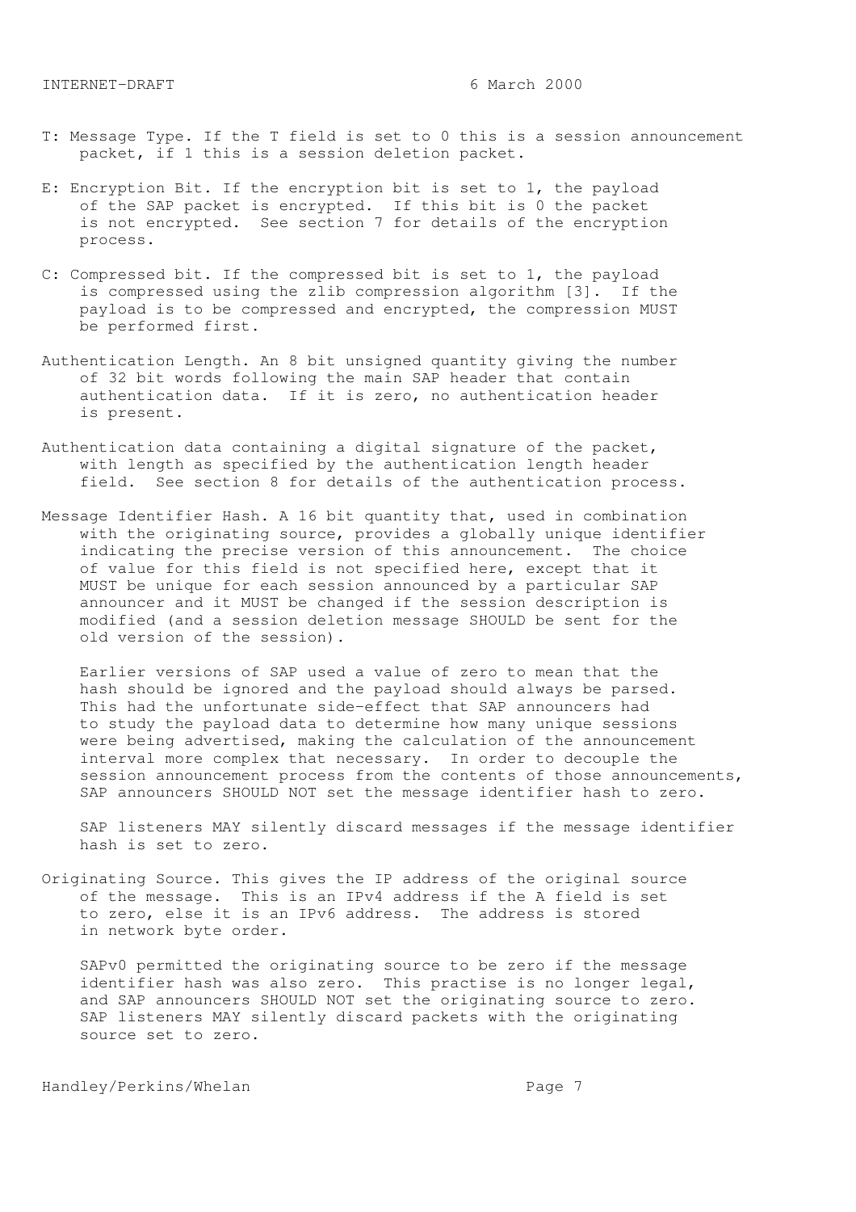T: Message Type. If the T field is set to 0 this is a session announcement packet, if 1 this is a session deletion packet.

E: Encryption Bit. If the encryption bit is set to 1, the payload of the SAP packet is encrypted. If this bit is 0 the packet is not encrypted. See section 7 for details of the encryption process.

C: Compressed bit. If the compressed bit is set to 1, the payload is compressed using the zlib compression algorithm [3]. If the payload is to be compressed and encrypted, the compression MUST be performed first.

Authentication Length. An 8 bit unsigned quantity giving the number of 32 bit words following the main SAP header that contain authentication data. If it is zero, no authentication header is present.

Authentication data containing a digital signature of the packet, with length as specified by the authentication length header field. See section 8 for details of the authentication process.

Message Identifier Hash. A 16 bit quantity that, used in combination with the originating source, provides a globally unique identifier indicating the precise version of this announcement. The choice of value for this field is not specified here, except that it MUST be unique for each session announced by a particular SAP announcer and it MUST be changed if the session description is modified (and a session deletion message SHOULD be sent for the old version of the session).

Earlier versions of SAP used a value of zero to mean that the hash should be ignored and the payload should always be parsed. This had the unfortunate side-effect that SAP announcers had to study the payload data to determine how many unique sessions were being advertised, making the calculation of the announcement interval more complex that necessary. In order to decouple the session announcement process from the contents of those announcements, SAP announcers SHOULD NOT set the message identifier hash to zero.

SAP listeners MAY silently discard messages if the message identifier hash is set to zero.

Originating Source. This gives the IP address of the original source of the message. This is an IPv4 address if the A field is set to zero, else it is an IPv6 address. The address is stored in network byte order.

SAPv0 permitted the originating source to be zero if the message identifier hash was also zero. This practise is no longer legal, and SAP announcers SHOULD NOT set the originating source to zero. SAP listeners MAY silently discard packets with the originating source set to zero.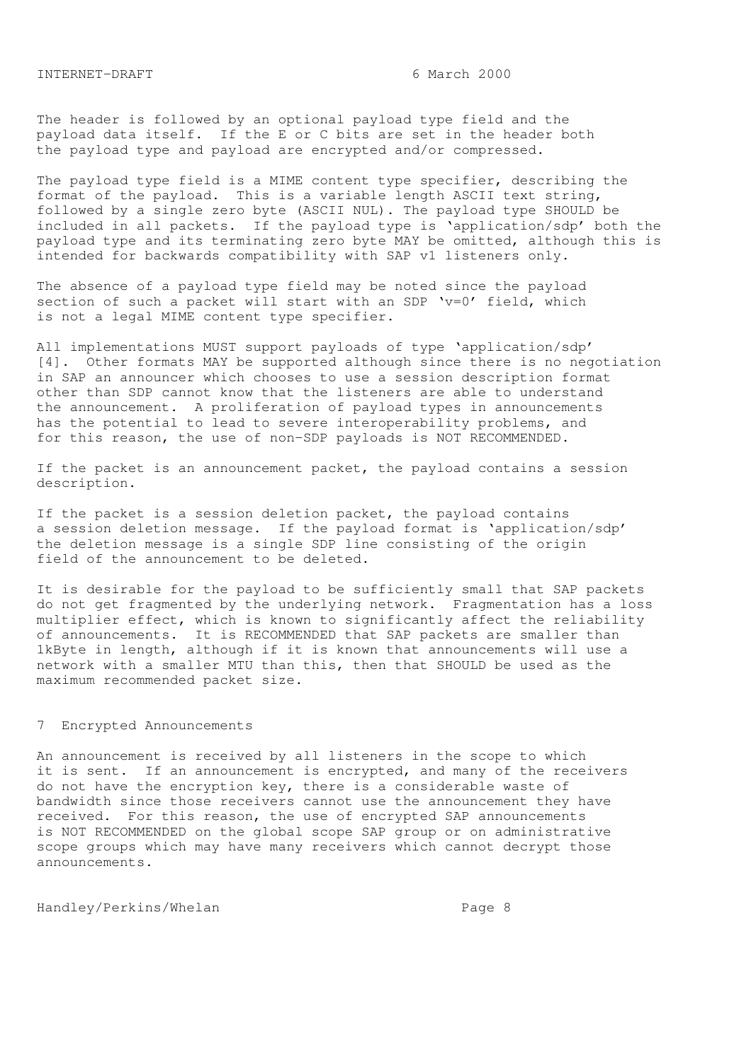The header is followed by an optional payload type field and the payload data itself. If the E or C bits are set in the header both the payload type and payload are encrypted and/or compressed.

The payload type field is a MIME content type specifier, describing the format of the payload. This is a variable length ASCII text string, followed by a single zero byte (ASCII NUL). The payload type SHOULD be included in all packets. If the payload type is 'application/sdp' both the payload type and its terminating zero byte MAY be omitted, although this is intended for backwards compatibility with SAP v1 listeners only.

The absence of a payload type field may be noted since the payload section of such a packet will start with an SDP 'v=0' field, which is not a legal MIME content type specifier.

All implementations MUST support payloads of type 'application/sdp' [4]. Other formats MAY be supported although since there is no negotiation in SAP an announcer which chooses to use a session description format other than SDP cannot know that the listeners are able to understand the announcement. A proliferation of payload types in announcements has the potential to lead to severe interoperability problems, and for this reason, the use of non-SDP payloads is NOT RECOMMENDED.

If the packet is an announcement packet, the payload contains a session description.

If the packet is a session deletion packet, the payload contains a session deletion message. If the payload format is 'application/sdp' the deletion message is a single SDP line consisting of the origin field of the announcement to be deleted.

It is desirable for the payload to be sufficiently small that SAP packets do not get fragmented by the underlying network. Fragmentation has a loss multiplier effect, which is known to significantly affect the reliability of announcements. It is RECOMMENDED that SAP packets are smaller than 1kByte in length, although if it is known that announcements will use a network with a smaller MTU than this, then that SHOULD be used as the maximum recommended packet size.

## 7 Encrypted Announcements

An announcement is received by all listeners in the scope to which it is sent. If an announcement is encrypted, and many of the receivers do not have the encryption key, there is a considerable waste of bandwidth since those receivers cannot use the announcement they have received. For this reason, the use of encrypted SAP announcements is NOT RECOMMENDED on the global scope SAP group or on administrative scope groups which may have many receivers which cannot decrypt those announcements.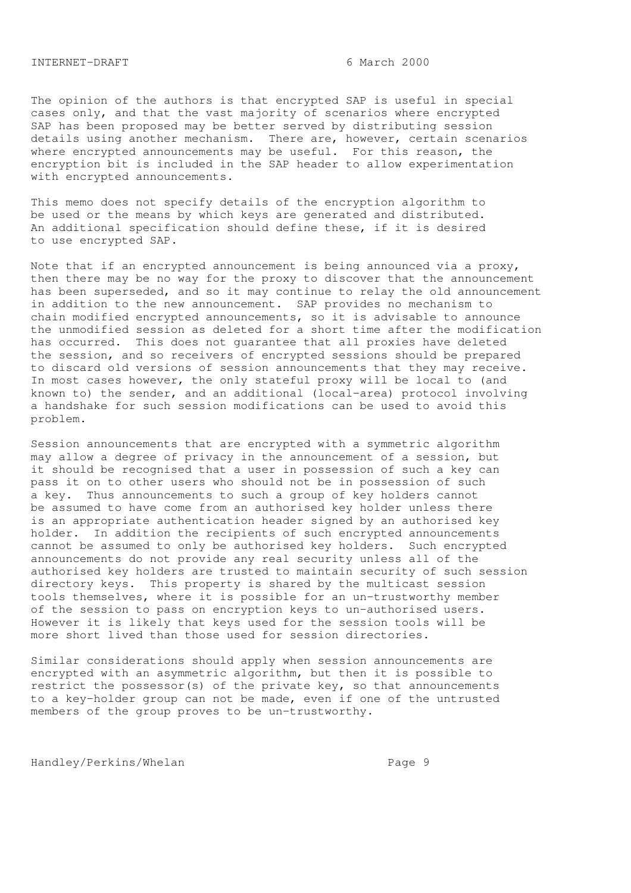The opinion of the authors is that encrypted SAP is useful in special cases only, and that the vast majority of scenarios where encrypted SAP has been proposed may be better served by distributing session details using another mechanism. There are, however, certain scenarios where encrypted announcements may be useful. For this reason, the encryption bit is included in the SAP header to allow experimentation with encrypted announcements.

This memo does not specify details of the encryption algorithm to be used or the means by which keys are generated and distributed. An additional specification should define these, if it is desired to use encrypted SAP.

Note that if an encrypted announcement is being announced via a proxy, then there may be no way for the proxy to discover that the announcement has been superseded, and so it may continue to relay the old announcement in addition to the new announcement. SAP provides no mechanism to chain modified encrypted announcements, so it is advisable to announce the unmodified session as deleted for a short time after the modification has occurred. This does not guarantee that all proxies have deleted the session, and so receivers of encrypted sessions should be prepared to discard old versions of session announcements that they may receive. In most cases however, the only stateful proxy will be local to (and known to) the sender, and an additional (local-area) protocol involving a handshake for such session modifications can be used to avoid this problem.

Session announcements that are encrypted with a symmetric algorithm may allow a degree of privacy in the announcement of a session, but it should be recognised that a user in possession of such a key can pass it on to other users who should not be in possession of such a key. Thus announcements to such a group of key holders cannot be assumed to have come from an authorised key holder unless there is an appropriate authentication header signed by an authorised key holder. In addition the recipients of such encrypted announcements cannot be assumed to only be authorised key holders. Such encrypted announcements do not provide any real security unless all of the authorised key holders are trusted to maintain security of such session directory keys. This property is shared by the multicast session tools themselves, where it is possible for an un-trustworthy member of the session to pass on encryption keys to un-authorised users. However it is likely that keys used for the session tools will be more short lived than those used for session directories.

Similar considerations should apply when session announcements are encrypted with an asymmetric algorithm, but then it is possible to restrict the possessor(s) of the private key, so that announcements to a key-holder group can not be made, even if one of the untrusted members of the group proves to be un-trustworthy.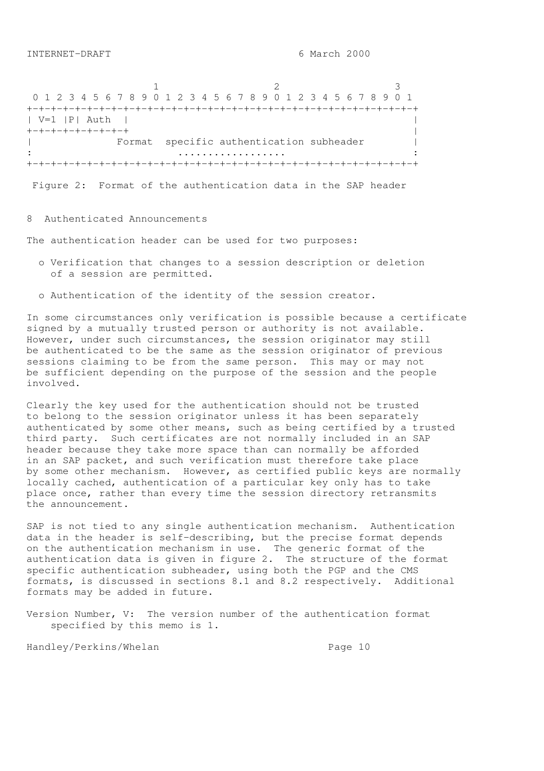```
                     1                   2                   3
 0 1 2 3 4 5 6 7 8 9 0 1 2 3 4 5 6 7 8 9 0 1 2 3 4 5 6 7 8 9 0 1
+-+-+-+-+-+-+-+-+-+-+-+-+-+-+-+-+-+-+-+-+-+-+-+-+-+-+-+-+-+-+-+-+
| V=1 |P| Auth  |                                               |
+-+-+-+-+-+-+-+-+                                               |
|              Format  specific authentication subheader        |
:                        ..................                     :
+-+-+-+-+-+-+-+-+-+-+-+-+-+-+-+-+-+-+-+-+-+-+-+-+-+-+-+-+-+-+-+-+
```

Figure 2: Format of the authentication data in the SAP header

## 8 Authenticated Announcements

The authentication header can be used for two purposes:

- Verification that changes to a session description or deletion of a session are permitted.
- Authentication of the identity of the session creator.

In some circumstances only verification is possible because a certificate signed by a mutually trusted person or authority is not available. However, under such circumstances, the session originator may still be authenticated to be the same as the session originator of previous sessions claiming to be from the same person. This may or may not be sufficient depending on the purpose of the session and the people involved.

Clearly the key used for the authentication should not be trusted to belong to the session originator unless it has been separately authenticated by some other means, such as being certified by a trusted third party. Such certificates are not normally included in an SAP header because they take more space than can normally be afforded in an SAP packet, and such verification must therefore take place by some other mechanism. However, as certified public keys are normally locally cached, authentication of a particular key only has to take place once, rather than every time the session directory retransmits the announcement.

SAP is not tied to any single authentication mechanism. Authentication data in the header is self-describing, but the precise format depends on the authentication mechanism in use. The generic format of the authentication data is given in figure 2. The structure of the format specific authentication subheader, using both the PGP and the CMS formats, is discussed in sections 8.1 and 8.2 respectively. Additional formats may be added in future.

Version Number, V: The version number of the authentication format specified by this memo is 1.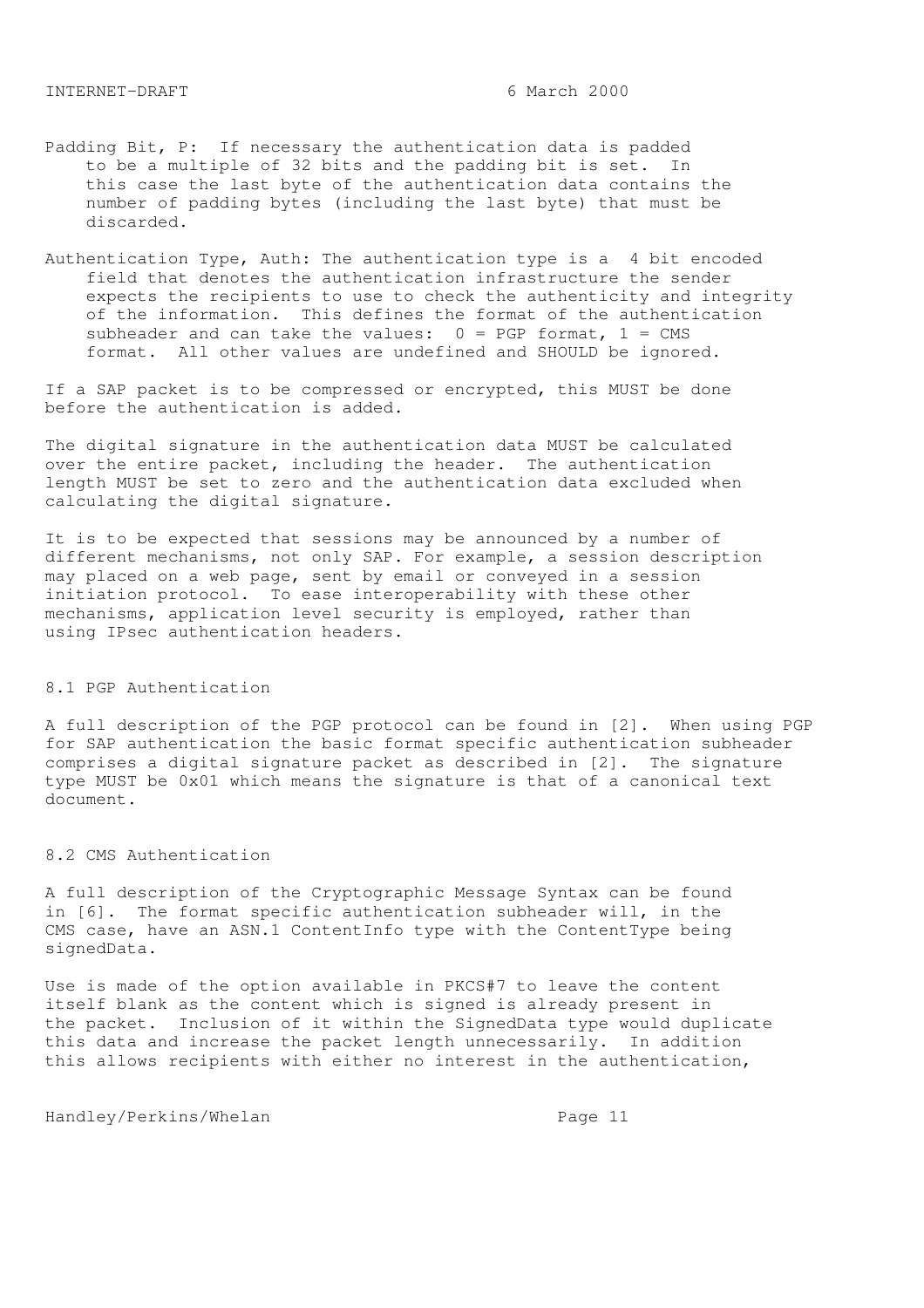Padding Bit, P: If necessary the authentication data is padded to be a multiple of 32 bits and the padding bit is set. In this case the last byte of the authentication data contains the number of padding bytes (including the last byte) that must be discarded.

Authentication Type, Auth: The authentication type is a 4 bit encoded field that denotes the authentication infrastructure the sender expects the recipients to use to check the authenticity and integrity of the information. This defines the format of the authentication subheader and can take the values: 0 = PGP format, 1 = CMS format. All other values are undefined and SHOULD be ignored.

If a SAP packet is to be compressed or encrypted, this MUST be done before the authentication is added.

The digital signature in the authentication data MUST be calculated over the entire packet, including the header. The authentication length MUST be set to zero and the authentication data excluded when calculating the digital signature.

It is to be expected that sessions may be announced by a number of different mechanisms, not only SAP. For example, a session description may placed on a web page, sent by email or conveyed in a session initiation protocol. To ease interoperability with these other mechanisms, application level security is employed, rather than using IPsec authentication headers.

## 8.1 PGP Authentication

A full description of the PGP protocol can be found in [2]. When using PGP for SAP authentication the basic format specific authentication subheader comprises a digital signature packet as described in [2]. The signature type MUST be 0x01 which means the signature is that of a canonical text document.

## 8.2 CMS Authentication

A full description of the Cryptographic Message Syntax can be found in [6]. The format specific authentication subheader will, in the CMS case, have an ASN.1 ContentInfo type with the ContentType being signedData.

Use is made of the option available in PKCS#7 to leave the content itself blank as the content which is signed is already present in the packet. Inclusion of it within the SignedData type would duplicate this data and increase the packet length unnecessarily. In addition this allows recipients with either no interest in the authentication,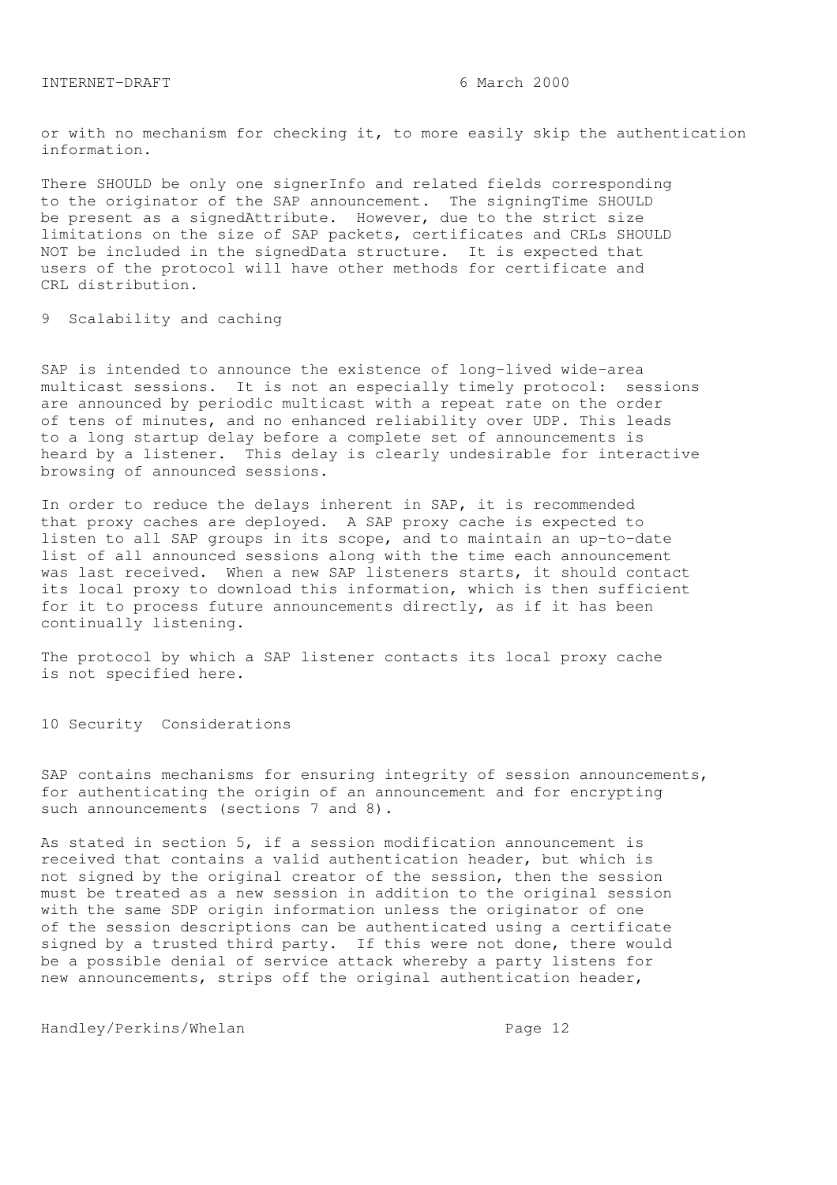or with no mechanism for checking it, to more easily skip the authentication information.

There SHOULD be only one signerInfo and related fields corresponding to the originator of the SAP announcement. The signingTime SHOULD be present as a signedAttribute. However, due to the strict size limitations on the size of SAP packets, certificates and CRLs SHOULD NOT be included in the signedData structure. It is expected that users of the protocol will have other methods for certificate and CRL distribution.

## 9 Scalability and caching

SAP is intended to announce the existence of long-lived wide-area multicast sessions. It is not an especially timely protocol: sessions are announced by periodic multicast with a repeat rate on the order of tens of minutes, and no enhanced reliability over UDP. This leads to a long startup delay before a complete set of announcements is heard by a listener. This delay is clearly undesirable for interactive browsing of announced sessions.

In order to reduce the delays inherent in SAP, it is recommended that proxy caches are deployed. A SAP proxy cache is expected to listen to all SAP groups in its scope, and to maintain an up-to-date list of all announced sessions along with the time each announcement was last received. When a new SAP listeners starts, it should contact its local proxy to download this information, which is then sufficient for it to process future announcements directly, as if it has been continually listening.

The protocol by which a SAP listener contacts its local proxy cache is not specified here.

## 10 Security Considerations

SAP contains mechanisms for ensuring integrity of session announcements, for authenticating the origin of an announcement and for encrypting such announcements (sections 7 and 8).

As stated in section 5, if a session modification announcement is received that contains a valid authentication header, but which is not signed by the original creator of the session, then the session must be treated as a new session in addition to the original session with the same SDP origin information unless the originator of one of the session descriptions can be authenticated using a certificate signed by a trusted third party. If this were not done, there would be a possible denial of service attack whereby a party listens for new announcements, strips off the original authentication header,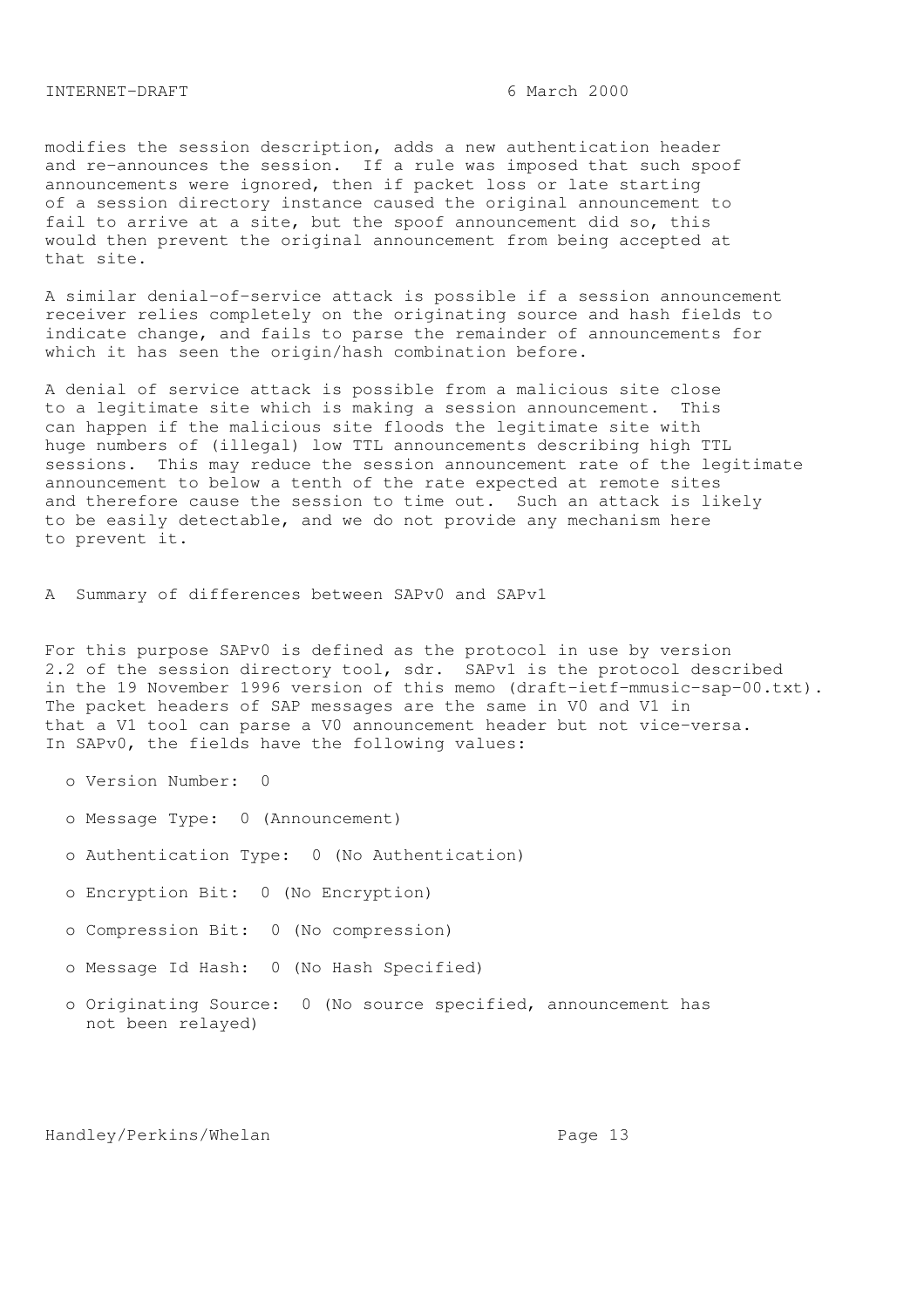modifies the session description, adds a new authentication header and re-announces the session. If a rule was imposed that such spoof announcements were ignored, then if packet loss or late starting of a session directory instance caused the original announcement to fail to arrive at a site, but the spoof announcement did so, this would then prevent the original announcement from being accepted at that site.

A similar denial-of-service attack is possible if a session announcement receiver relies completely on the originating source and hash fields to indicate change, and fails to parse the remainder of announcements for which it has seen the origin/hash combination before.

A denial of service attack is possible from a malicious site close to a legitimate site which is making a session announcement. This can happen if the malicious site floods the legitimate site with huge numbers of (illegal) low TTL announcements describing high TTL sessions. This may reduce the session announcement rate of the legitimate announcement to below a tenth of the rate expected at remote sites and therefore cause the session to time out. Such an attack is likely to be easily detectable, and we do not provide any mechanism here to prevent it.

## A Summary of differences between SAPv0 and SAPv1

For this purpose SAPv0 is defined as the protocol in use by version 2.2 of the session directory tool, sdr. SAPv1 is the protocol described in the 19 November 1996 version of this memo (draft-ietf-mmusic-sap-00.txt). The packet headers of SAP messages are the same in V0 and V1 in that a V1 tool can parse a V0 announcement header but not vice-versa. In SAPv0, the fields have the following values:

- Version Number: 0
- Message Type: 0 (Announcement)
- Authentication Type: 0 (No Authentication)
- Encryption Bit: 0 (No Encryption)
- Compression Bit: 0 (No compression)
- Message Id Hash: 0 (No Hash Specified)
- Originating Source: 0 (No source specified, announcement has not been relayed)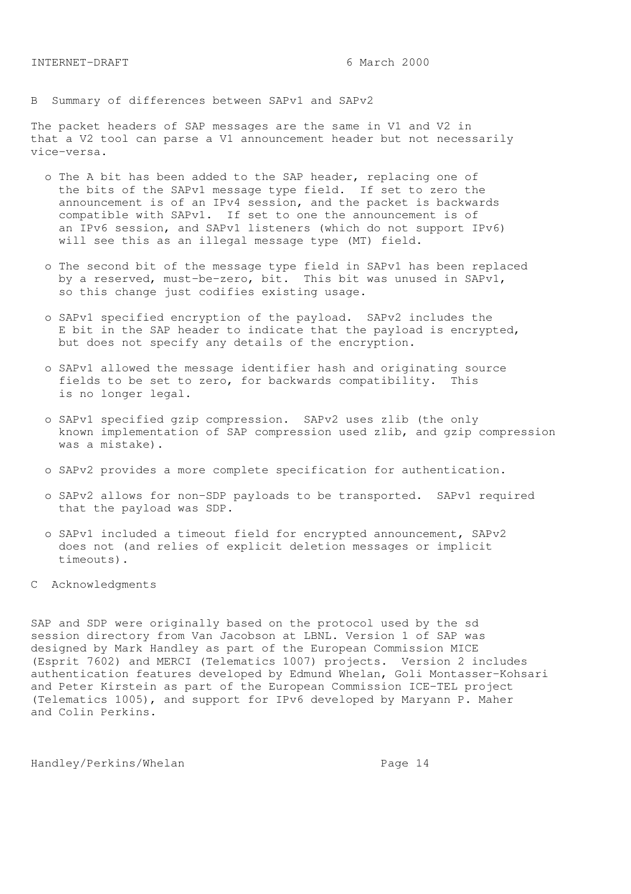## B Summary of differences between SAPv1 and SAPv2

The packet headers of SAP messages are the same in V1 and V2 in that a V2 tool can parse a V1 announcement header but not necessarily vice-versa.

- The A bit has been added to the SAP header, replacing one of the bits of the SAPv1 message type field. If set to zero the announcement is of an IPv4 session, and the packet is backwards compatible with SAPv1. If set to one the announcement is of an IPv6 session, and SAPv1 listeners (which do not support IPv6) will see this as an illegal message type (MT) field.

- The second bit of the message type field in SAPv1 has been replaced by a reserved, must-be-zero, bit. This bit was unused in SAPv1, so this change just codifies existing usage.

- SAPv1 specified encryption of the payload. SAPv2 includes the E bit in the SAP header to indicate that the payload is encrypted, but does not specify any details of the encryption.

- SAPv1 allowed the message identifier hash and originating source fields to be set to zero, for backwards compatibility. This is no longer legal.

- SAPv1 specified gzip compression. SAPv2 uses zlib (the only known implementation of SAP compression used zlib, and gzip compression was a mistake).

- SAPv2 provides a more complete specification for authentication.

- SAPv2 allows for non-SDP payloads to be transported. SAPv1 required that the payload was SDP.

- SAPv1 included a timeout field for encrypted announcement, SAPv2 does not (and relies of explicit deletion messages or implicit timeouts).

## C Acknowledgments

SAP and SDP were originally based on the protocol used by the sd session directory from Van Jacobson at LBNL. Version 1 of SAP was designed by Mark Handley as part of the European Commission MICE (Esprit 7602) and MERCI (Telematics 1007) projects. Version 2 includes authentication features developed by Edmund Whelan, Goli Montasser-Kohsari and Peter Kirstein as part of the European Commission ICE-TEL project (Telematics 1005), and support for IPv6 developed by Maryann P. Maher and Colin Perkins.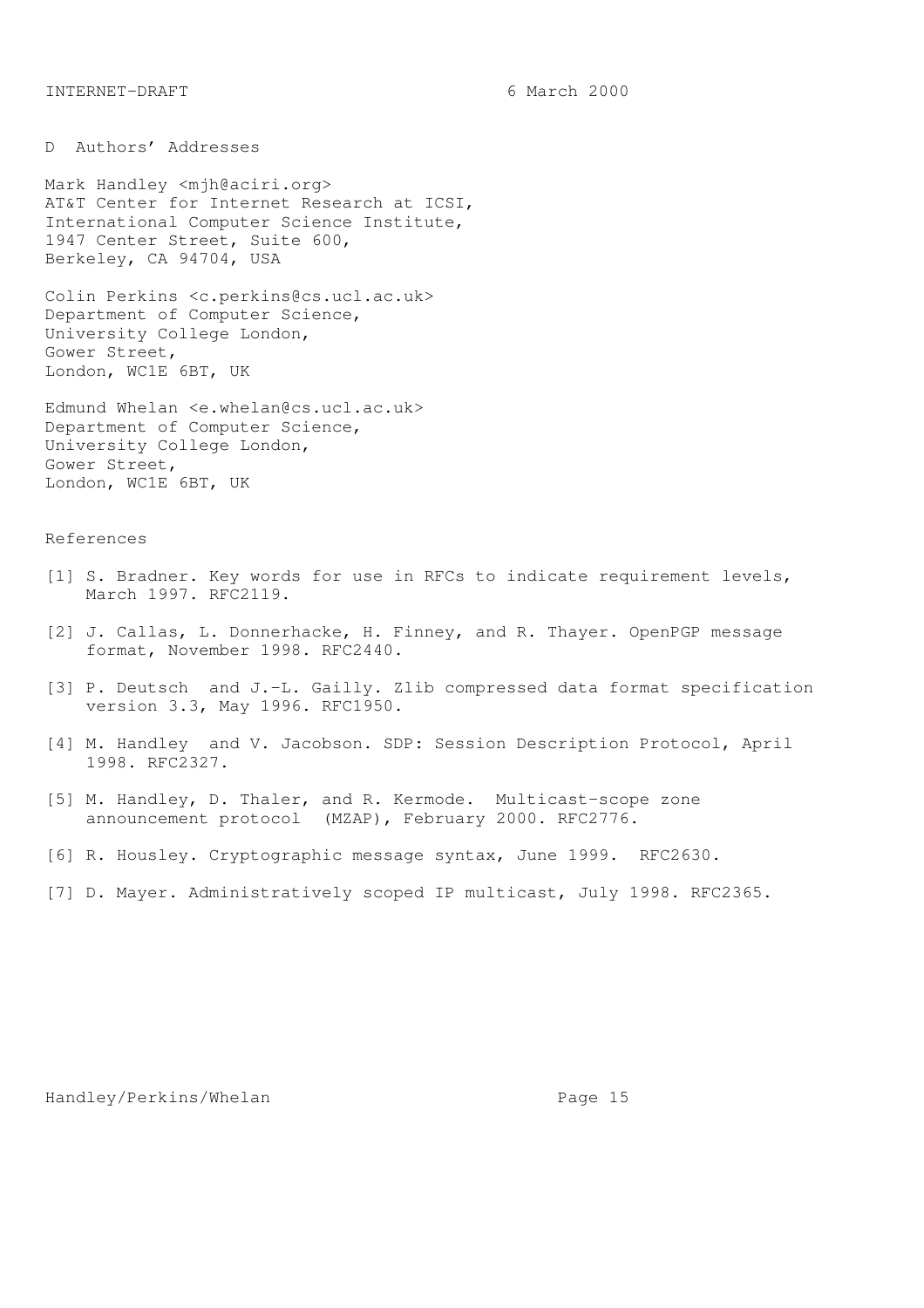## D Authors' Addresses

Mark Handley <mjh@aciri.org>
AT&T Center for Internet Research at ICSI,
International Computer Science Institute,
1947 Center Street, Suite 600,
Berkeley, CA 94704, USA

Colin Perkins <c.perkins@cs.ucl.ac.uk>
Department of Computer Science,
University College London,
Gower Street,
London, WC1E 6BT, UK

Edmund Whelan <e.whelan@cs.ucl.ac.uk>
Department of Computer Science,
University College London,
Gower Street,
London, WC1E 6BT, UK

## References

[1] S. Bradner. Key words for use in RFCs to indicate requirement levels, March 1997. RFC2119.

[2] J. Callas, L. Donnerhacke, H. Finney, and R. Thayer. OpenPGP message format, November 1998. RFC2440.

[3] P. Deutsch and J.-L. Gailly. Zlib compressed data format specification version 3.3, May 1996. RFC1950.

[4] M. Handley and V. Jacobson. SDP: Session Description Protocol, April 1998. RFC2327.

[5] M. Handley, D. Thaler, and R. Kermode. Multicast-scope zone announcement protocol (MZAP), February 2000. RFC2776.

[6] R. Housley. Cryptographic message syntax, June 1999. RFC2630.

[7] D. Mayer. Administratively scoped IP multicast, July 1998. RFC2365.